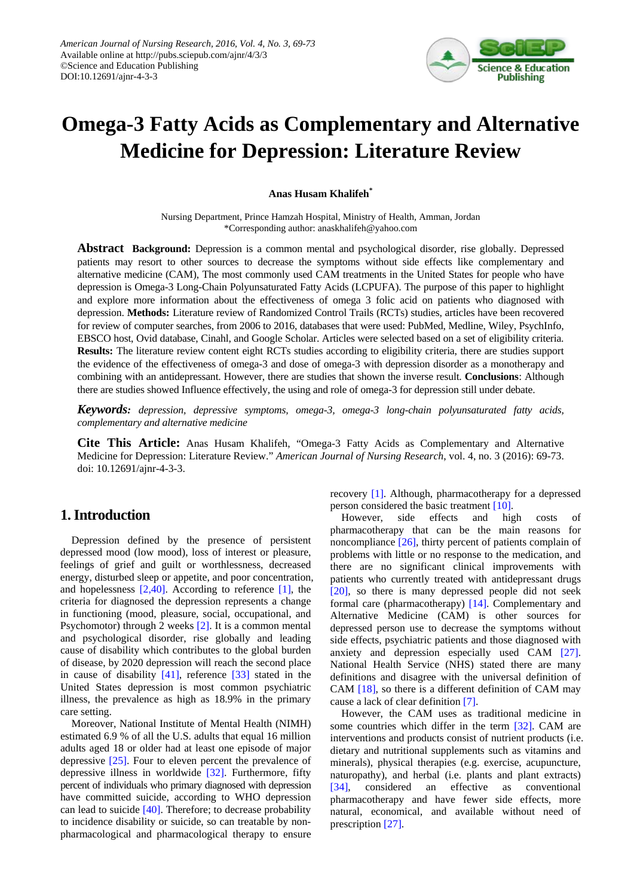# Omega-3 Fatty Acids as Complementary and Alternative Medicine for Depression: Literature Review

**Anas Husam Khalifeh***

Nursing Department, Prince Hamzah Hospital, Ministry of Health, Amman, Jordan
*Corresponding author: anaskhalifeh@yahoo.com

**Abstract** **Background:** Depression is a common mental and psychological disorder, rise globally. Depressed patients may resort to other sources to decrease the symptoms without side effects like complementary and alternative medicine (CAM), The most commonly used CAM treatments in the United States for people who have depression is Omega-3 Long-Chain Polyunsaturated Fatty Acids (LCPUFA). The purpose of this paper to highlight and explore more information about the effectiveness of omega 3 folic acid on patients who diagnosed with depression. **Methods:** Literature review of Randomized Control Trails (RCTs) studies, articles have been recovered for review of computer searches, from 2006 to 2016, databases that were used: PubMed, Medline, Wiley, PsychInfo, EBSCO host, Ovid database, Cinahl, and Google Scholar. Articles were selected based on a set of eligibility criteria. **Results:** The literature review content eight RCTs studies according to eligibility criteria, there are studies support the evidence of the effectiveness of omega-3 and dose of omega-3 with depression disorder as a monotherapy and combining with an antidepressant. However, there are studies that shown the inverse result. **Conclusions**: Although there are studies showed Influence effectively, the using and role of omega-3 for depression still under debate.

***Keywords:*** *depression, depressive symptoms, omega-3, omega-3 long-chain polyunsaturated fatty acids, complementary and alternative medicine*

**Cite This Article:** Anas Husam Khalifeh, "Omega-3 Fatty Acids as Complementary and Alternative Medicine for Depression: Literature Review." *American Journal of Nursing Research*, vol. 4, no. 3 (2016): 69-73. doi: 10.12691/ajnr-4-3-3.

## 1. Introduction

Depression defined by the presence of persistent depressed mood (low mood), loss of interest or pleasure, feelings of grief and guilt or worthlessness, decreased energy, disturbed sleep or appetite, and poor concentration, and hopelessness [2,40]. According to reference [1], the criteria for diagnosed the depression represents a change in functioning (mood, pleasure, social, occupational, and Psychomotor) through 2 weeks [2]. It is a common mental and psychological disorder, rise globally and leading cause of disability which contributes to the global burden of disease, by 2020 depression will reach the second place in cause of disability [41], reference [33] stated in the United States depression is most common psychiatric illness, the prevalence as high as 18.9% in the primary care setting.

Moreover, National Institute of Mental Health (NIMH) estimated 6.9 % of all the U.S. adults that equal 16 million adults aged 18 or older had at least one episode of major depressive [25]. Four to eleven percent the prevalence of depressive illness in worldwide [32]. Furthermore, fifty percent of individuals who primary diagnosed with depression have committed suicide, according to WHO depression can lead to suicide [40]. Therefore; to decrease probability to incidence disability or suicide, so can treatable by non-pharmacological and pharmacological therapy to ensure recovery [1]. Although, pharmacotherapy for a depressed person considered the basic treatment [10].

However, side effects and high costs of pharmacotherapy that can be the main reasons for noncompliance [26], thirty percent of patients complain of problems with little or no response to the medication, and there are no significant clinical improvements with patients who currently treated with antidepressant drugs [20], so there is many depressed people did not seek formal care (pharmacotherapy) [14]. Complementary and Alternative Medicine (CAM) is other sources for depressed person use to decrease the symptoms without side effects, psychiatric patients and those diagnosed with anxiety and depression especially used CAM [27]. National Health Service (NHS) stated there are many definitions and disagree with the universal definition of CAM [18], so there is a different definition of CAM may cause a lack of clear definition [7].

However, the CAM uses as traditional medicine in some countries which differ in the term [32]. CAM are interventions and products consist of nutrient products (i.e. dietary and nutritional supplements such as vitamins and minerals), physical therapies (e.g. exercise, acupuncture, naturopathy), and herbal (i.e. plants and plant extracts) [34], considered an effective as conventional pharmacotherapy and have fewer side effects, more natural, economical, and available without need of prescription [27].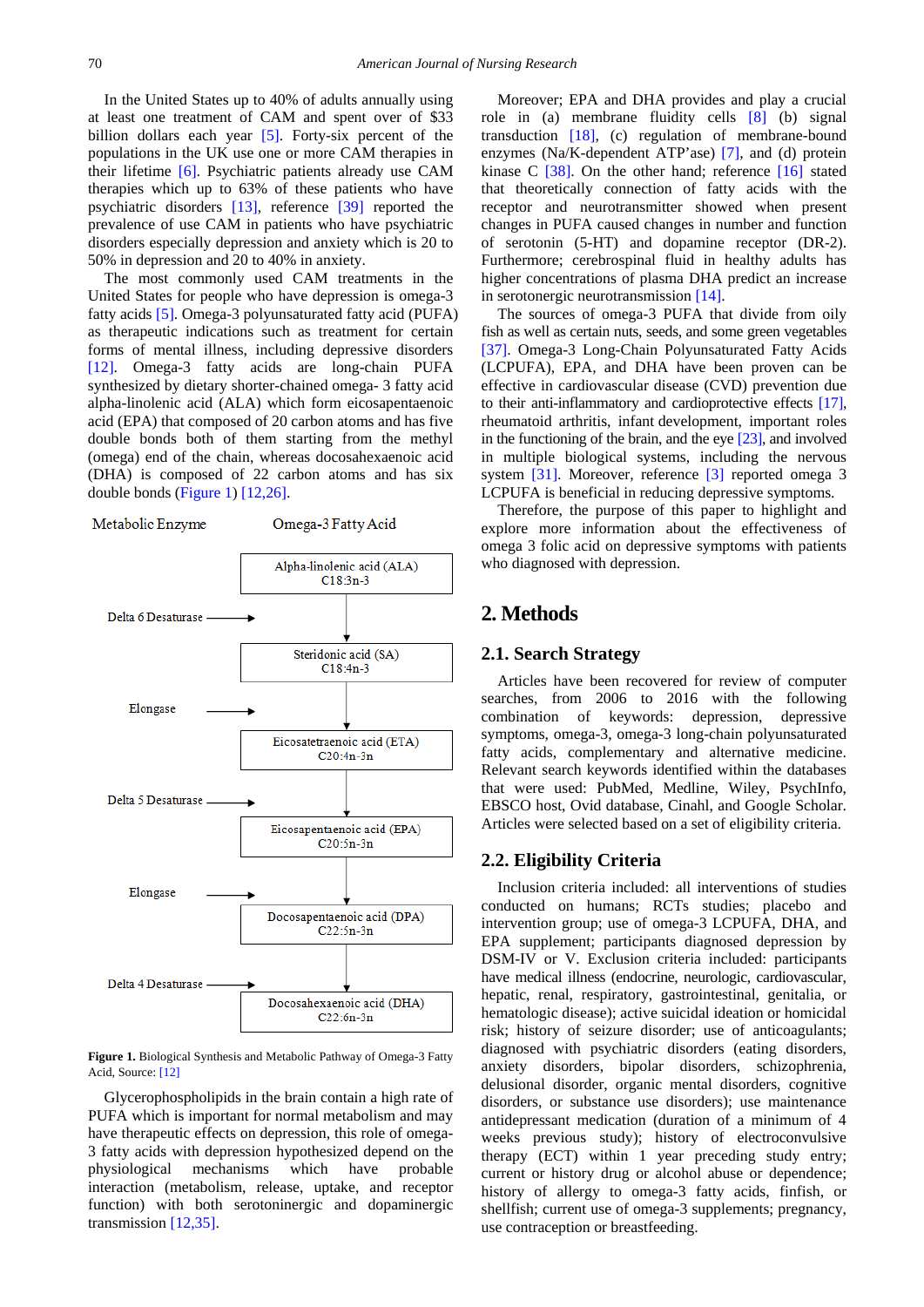In the United States up to 40% of adults annually using at least one treatment of CAM and spent over of $33 billion dollars each year [5]. Forty-six percent of the populations in the UK use one or more CAM therapies in their lifetime [6]. Psychiatric patients already use CAM therapies which up to 63% of these patients who have psychiatric disorders [13], reference [39] reported the prevalence of use CAM in patients who have psychiatric disorders especially depression and anxiety which is 20 to 50% in depression and 20 to 40% in anxiety.

The most commonly used CAM treatments in the United States for people who have depression is omega-3 fatty acids [5]. Omega-3 polyunsaturated fatty acid (PUFA) as therapeutic indications such as treatment for certain forms of mental illness, including depressive disorders [12]. Omega-3 fatty acids are long-chain PUFA synthesized by dietary shorter-chained omega- 3 fatty acid alpha-linolenic acid (ALA) which form eicosapentaenoic acid (EPA) that composed of 20 carbon atoms and has five double bonds both of them starting from the methyl (omega) end of the chain, whereas docosahexaenoic acid (DHA) is composed of 22 carbon atoms and has six double bonds (Figure 1) [12,26].

| Metabolic Enzyme | Omega-3 Fatty Acid |
| --- | --- |
| | Alpha-linolenic acid (ALA) C18:3n-3 |
| Delta 6 Desaturase → | ↓ |
| | Steridonic acid (SA) C18:4n-3 |
| Elongase → | ↓ |
| | Eicosatetraenoic acid (ETA) C20:4n-3n |
| Delta 5 Desaturase → | ↓ |
| | Eicosapentaenoic acid (EPA) C20:5n-3n |
| Elongase → | ↓ |
| | Docosapentaenoic acid (DPA) C22:5n-3n |
| Delta 4 Desaturase → | ↓ |
| | Docosahexaenoic acid (DHA) C22:6n-3n |

**Figure 1.** Biological Synthesis and Metabolic Pathway of Omega-3 Fatty Acid, Source: [12]

Glycerophospholipids in the brain contain a high rate of PUFA which is important for normal metabolism and may have therapeutic effects on depression, this role of omega-3 fatty acids with depression hypothesized depend on the physiological mechanisms which have probable interaction (metabolism, release, uptake, and receptor function) with both serotoninergic and dopaminergic transmission [12,35].

Moreover; EPA and DHA provides and play a crucial role in (a) membrane fluidity cells [8] (b) signal transduction [18], (c) regulation of membrane-bound enzymes (Na/K-dependent ATP'ase) [7], and (d) protein kinase C [38]. On the other hand; reference [16] stated that theoretically connection of fatty acids with the receptor and neurotransmitter showed when present changes in PUFA caused changes in number and function of serotonin (5-HT) and dopamine receptor (DR-2). Furthermore; cerebrospinal fluid in healthy adults has higher concentrations of plasma DHA predict an increase in serotonergic neurotransmission [14].

The sources of omega-3 PUFA that divide from oily fish as well as certain nuts, seeds, and some green vegetables [37]. Omega-3 Long-Chain Polyunsaturated Fatty Acids (LCPUFA), EPA, and DHA have been proven can be effective in cardiovascular disease (CVD) prevention due to their anti-inflammatory and cardioprotective effects [17], rheumatoid arthritis, infant development, important roles in the functioning of the brain, and the eye [23], and involved in multiple biological systems, including the nervous system [31]. Moreover, reference [3] reported omega 3 LCPUFA is beneficial in reducing depressive symptoms.

Therefore, the purpose of this paper to highlight and explore more information about the effectiveness of omega 3 folic acid on depressive symptoms with patients who diagnosed with depression.

## 2. Methods

### 2.1. Search Strategy

Articles have been recovered for review of computer searches, from 2006 to 2016 with the following combination of keywords: depression, depressive symptoms, omega-3, omega-3 long-chain polyunsaturated fatty acids, complementary and alternative medicine. Relevant search keywords identified within the databases that were used: PubMed, Medline, Wiley, PsychInfo, EBSCO host, Ovid database, Cinahl, and Google Scholar. Articles were selected based on a set of eligibility criteria.

### 2.2. Eligibility Criteria

Inclusion criteria included: all interventions of studies conducted on humans; RCTs studies; placebo and intervention group; use of omega-3 LCPUFA, DHA, and EPA supplement; participants diagnosed depression by DSM-IV or V. Exclusion criteria included: participants have medical illness (endocrine, neurologic, cardiovascular, hepatic, renal, respiratory, gastrointestinal, genitalia, or hematologic disease); active suicidal ideation or homicidal risk; history of seizure disorder; use of anticoagulants; diagnosed with psychiatric disorders (eating disorders, anxiety disorders, bipolar disorders, schizophrenia, delusional disorder, organic mental disorders, cognitive disorders, or substance use disorders); use maintenance antidepressant medication (duration of a minimum of 4 weeks previous study); history of electroconvulsive therapy (ECT) within 1 year preceding study entry; current or history drug or alcohol abuse or dependence; history of allergy to omega-3 fatty acids, finfish, or shellfish; current use of omega-3 supplements; pregnancy, use contraception or breastfeeding.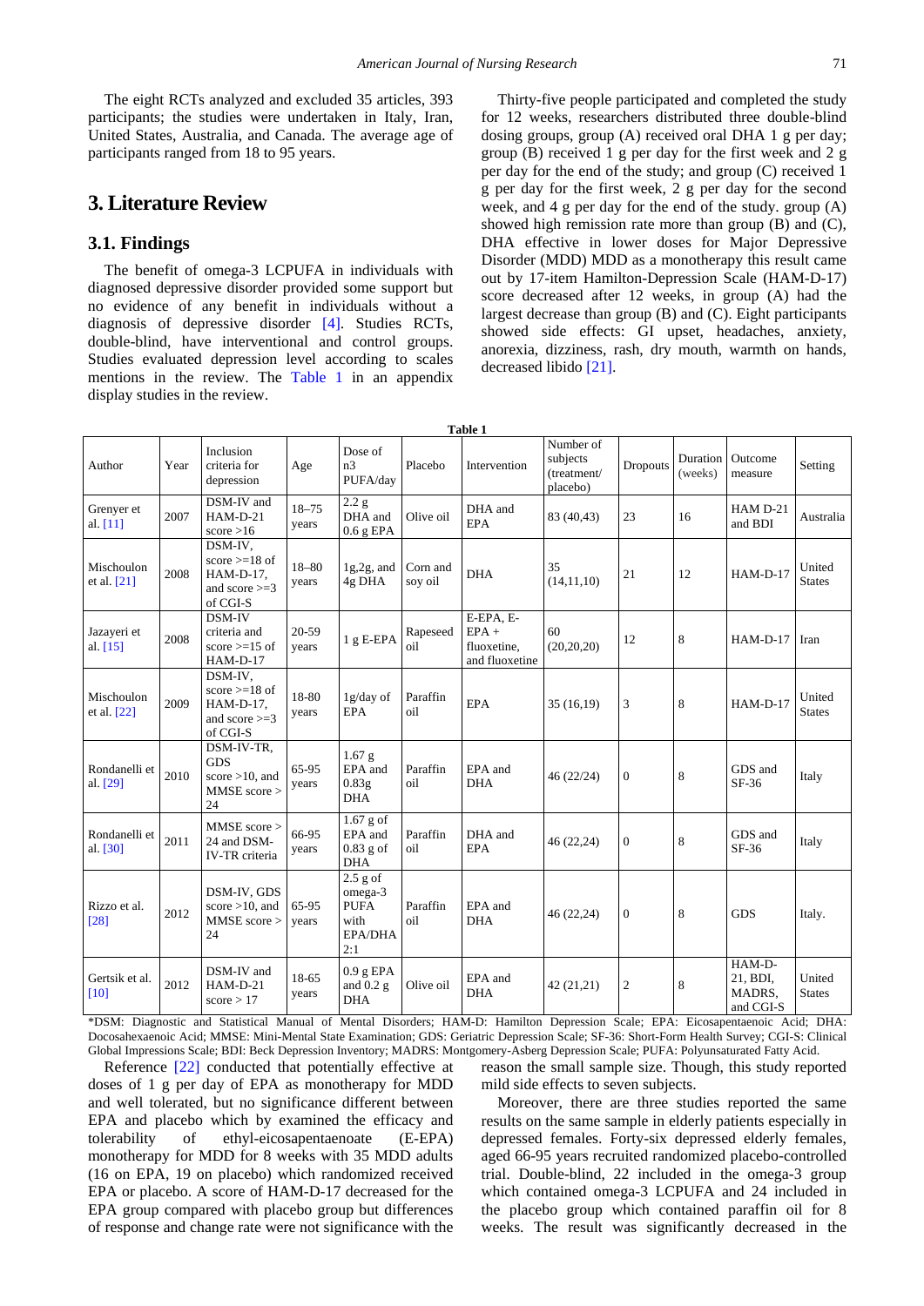The eight RCTs analyzed and excluded 35 articles, 393 participants; the studies were undertaken in Italy, Iran, United States, Australia, and Canada. The average age of participants ranged from 18 to 95 years.

## 3. Literature Review

### 3.1. Findings

The benefit of omega-3 LCPUFA in individuals with diagnosed depressive disorder provided some support but no evidence of any benefit in individuals without a diagnosis of depressive disorder [4]. Studies RCTs, double-blind, have interventional and control groups. Studies evaluated depression level according to scales mentions in the review. The Table 1 in an appendix display studies in the review.

Thirty-five people participated and completed the study for 12 weeks, researchers distributed three double-blind dosing groups, group (A) received oral DHA 1 g per day; group (B) received 1 g per day for the first week and 2 g per day for the end of the study; and group (C) received 1 g per day for the first week, 2 g per day for the second week, and 4 g per day for the end of the study. group (A) showed high remission rate more than group (B) and (C), DHA effective in lower doses for Major Depressive Disorder (MDD) MDD as a monotherapy this result came out by 17-item Hamilton-Depression Scale (HAM-D-17) score decreased after 12 weeks, in group (A) had the largest decrease than group (B) and (C). Eight participants showed side effects: GI upset, headaches, anxiety, anorexia, dizziness, rash, dry mouth, warmth on hands, decreased libido [21].

**Table 1**

| Author | Year | Inclusion criteria for depression | Age | Dose of n3 PUFA/day | Placebo | Intervention | Number of subjects (treatment/ placebo) | Dropouts | Duration (weeks) | Outcome measure | Setting |
|---|---|---|---|---|---|---|---|---|---|---|---|
| Grenyer et al. [11] | 2007 | DSM-IV and HAM-D-21 score >16 | 18–75 years | 2.2 g DHA and 0.6 g EPA | Olive oil | DHA and EPA | 83 (40,43) | 23 | 16 | HAM D-21 and BDI | Australia |
| Mischoulon et al. [21] | 2008 | DSM-IV, score >=18 of HAM-D-17, and score >=3 of CGI-S | 18–80 years | 1g,2g, and 4g DHA | Corn and soy oil | DHA | 35 (14,11,10) | 21 | 12 | HAM-D-17 | United States |
| Jazayeri et al. [15] | 2008 | DSM-IV criteria and score >=15 of HAM-D-17 | 20-59 years | 1 g E-EPA | Rapeseed oil | E-EPA, E-EPA + fluoxetine, and fluoxetine | 60 (20,20,20) | 12 | 8 | HAM-D-17 | Iran |
| Mischoulon et al. [22] | 2009 | DSM-IV, score >=18 of HAM-D-17, and score >=3 of CGI-S | 18-80 years | 1g/day of EPA | Paraffin oil | EPA | 35 (16,19) | 3 | 8 | HAM-D-17 | United States |
| Rondanelli et al. [29] | 2010 | DSM-IV-TR, GDS score >10, and MMSE score > 24 | 65-95 years | 1.67 g EPA and 0.83g DHA | Paraffin oil | EPA and DHA | 46 (22/24) | 0 | 8 | GDS and SF-36 | Italy |
| Rondanelli et al. [30] | 2011 | MMSE score > 24 and DSM-IV-TR criteria | 66-95 years | 1.67 g of EPA and 0.83 g of DHA | Paraffin oil | DHA and EPA | 46 (22,24) | 0 | 8 | GDS and SF-36 | Italy |
| Rizzo et al. [28] | 2012 | DSM-IV, GDS score >10, and MMSE score > 24 | 65-95 years | 2.5 g of omega-3 PUFA with EPA/DHA 2:1 | Paraffin oil | EPA and DHA | 46 (22,24) | 0 | 8 | GDS | Italy. |
| Gertsik et al. [10] | 2012 | DSM-IV and HAM-D-21 score > 17 | 18-65 years | 0.9 g EPA and 0.2 g DHA | Olive oil | EPA and DHA | 42 (21,21) | 2 | 8 | HAM-D-21, BDI, MADRS, and CGI-S | United States |

*DSM: Diagnostic and Statistical Manual of Mental Disorders; HAM-D: Hamilton Depression Scale; EPA: Eicosapentaenoic Acid; DHA: Docosahexaenoic Acid; MMSE: Mini-Mental State Examination; GDS: Geriatric Depression Scale; SF-36: Short-Form Health Survey; CGI-S: Clinical Global Impressions Scale; BDI: Beck Depression Inventory; MADRS: Montgomery-Asberg Depression Scale; PUFA: Polyunsaturated Fatty Acid.

Reference [22] conducted that potentially effective at doses of 1 g per day of EPA as monotherapy for MDD and well tolerated, but no significance different between EPA and placebo which by examined the efficacy and tolerability of ethyl-eicosapentaenoate (E-EPA) monotherapy for MDD for 8 weeks with 35 MDD adults (16 on EPA, 19 on placebo) which randomized received EPA or placebo. A score of HAM-D-17 decreased for the EPA group compared with placebo group but differences of response and change rate were not significance with the reason the small sample size. Though, this study reported mild side effects to seven subjects.

Moreover, there are three studies reported the same results on the same sample in elderly patients especially in depressed females. Forty-six depressed elderly females, aged 66-95 years recruited randomized placebo-controlled trial. Double-blind, 22 included in the omega-3 group which contained omega-3 LCPUFA and 24 included in the placebo group which contained paraffin oil for 8 weeks. The result was significantly decreased in the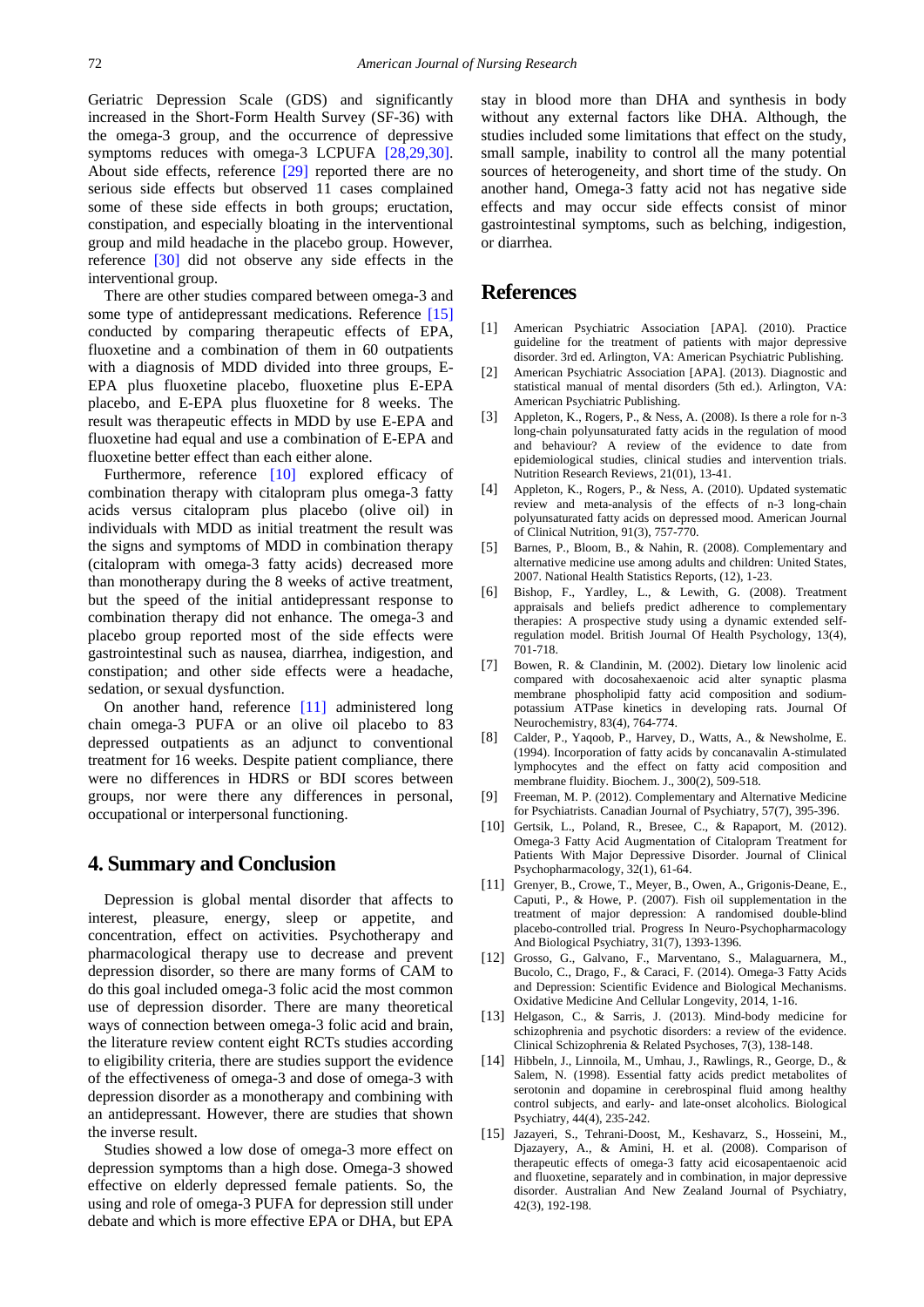Geriatric Depression Scale (GDS) and significantly increased in the Short-Form Health Survey (SF-36) with the omega-3 group, and the occurrence of depressive symptoms reduces with omega-3 LCPUFA [28,29,30]. About side effects, reference [29] reported there are no serious side effects but observed 11 cases complained some of these side effects in both groups; eructation, constipation, and especially bloating in the interventional group and mild headache in the placebo group. However, reference [30] did not observe any side effects in the interventional group.

There are other studies compared between omega-3 and some type of antidepressant medications. Reference [15] conducted by comparing therapeutic effects of EPA, fluoxetine and a combination of them in 60 outpatients with a diagnosis of MDD divided into three groups, E-EPA plus fluoxetine placebo, fluoxetine plus E-EPA placebo, and E-EPA plus fluoxetine for 8 weeks. The result was therapeutic effects in MDD by use E-EPA and fluoxetine had equal and use a combination of E-EPA and fluoxetine better effect than each either alone.

Furthermore, reference [10] explored efficacy of combination therapy with citalopram plus omega-3 fatty acids versus citalopram plus placebo (olive oil) in individuals with MDD as initial treatment the result was the signs and symptoms of MDD in combination therapy (citalopram with omega-3 fatty acids) decreased more than monotherapy during the 8 weeks of active treatment, but the speed of the initial antidepressant response to combination therapy did not enhance. The omega-3 and placebo group reported most of the side effects were gastrointestinal such as nausea, diarrhea, indigestion, and constipation; and other side effects were a headache, sedation, or sexual dysfunction.

On another hand, reference [11] administered long chain omega-3 PUFA or an olive oil placebo to 83 depressed outpatients as an adjunct to conventional treatment for 16 weeks. Despite patient compliance, there were no differences in HDRS or BDI scores between groups, nor were there any differences in personal, occupational or interpersonal functioning.

## 4. Summary and Conclusion

Depression is global mental disorder that affects to interest, pleasure, energy, sleep or appetite, and concentration, effect on activities. Psychotherapy and pharmacological therapy use to decrease and prevent depression disorder, so there are many forms of CAM to do this goal included omega-3 folic acid the most common use of depression disorder. There are many theoretical ways of connection between omega-3 folic acid and brain, the literature review content eight RCTs studies according to eligibility criteria, there are studies support the evidence of the effectiveness of omega-3 and dose of omega-3 with depression disorder as a monotherapy and combining with an antidepressant. However, there are studies that shown the inverse result.

Studies showed a low dose of omega-3 more effect on depression symptoms than a high dose. Omega-3 showed effective on elderly depressed female patients. So, the using and role of omega-3 PUFA for depression still under debate and which is more effective EPA or DHA, but EPA stay in blood more than DHA and synthesis in body without any external factors like DHA. Although, the studies included some limitations that effect on the study, small sample, inability to control all the many potential sources of heterogeneity, and short time of the study. On another hand, Omega-3 fatty acid not has negative side effects and may occur side effects consist of minor gastrointestinal symptoms, such as belching, indigestion, or diarrhea.

## References

[1] American Psychiatric Association [APA]. (2010). Practice guideline for the treatment of patients with major depressive disorder. 3rd ed. Arlington, VA: American Psychiatric Publishing.

[2] American Psychiatric Association [APA]. (2013). Diagnostic and statistical manual of mental disorders (5th ed.). Arlington, VA: American Psychiatric Publishing.

[3] Appleton, K., Rogers, P., & Ness, A. (2008). Is there a role for n-3 long-chain polyunsaturated fatty acids in the regulation of mood and behaviour? A review of the evidence to date from epidemiological studies, clinical studies and intervention trials. Nutrition Research Reviews, 21(01), 13-41.

[4] Appleton, K., Rogers, P., & Ness, A. (2010). Updated systematic review and meta-analysis of the effects of n-3 long-chain polyunsaturated fatty acids on depressed mood. American Journal of Clinical Nutrition, 91(3), 757-770.

[5] Barnes, P., Bloom, B., & Nahin, R. (2008). Complementary and alternative medicine use among adults and children: United States, 2007. National Health Statistics Reports, (12), 1-23.

[6] Bishop, F., Yardley, L., & Lewith, G. (2008). Treatment appraisals and beliefs predict adherence to complementary therapies: A prospective study using a dynamic extended self-regulation model. British Journal Of Health Psychology, 13(4), 701-718.

[7] Bowen, R. & Clandinin, M. (2002). Dietary low linolenic acid compared with docosahexaenoic acid alter synaptic plasma membrane phospholipid fatty acid composition and sodium-potassium ATPase kinetics in developing rats. Journal Of Neurochemistry, 83(4), 764-774.

[8] Calder, P., Yaqoob, P., Harvey, D., Watts, A., & Newsholme, E. (1994). Incorporation of fatty acids by concanavalin A-stimulated lymphocytes and the effect on fatty acid composition and membrane fluidity. Biochem. J., 300(2), 509-518.

[9] Freeman, M. P. (2012). Complementary and Alternative Medicine for Psychiatrists. Canadian Journal of Psychiatry, 57(7), 395-396.

[10] Gertsik, L., Poland, R., Bresee, C., & Rapaport, M. (2012). Omega-3 Fatty Acid Augmentation of Citalopram Treatment for Patients With Major Depressive Disorder. Journal of Clinical Psychopharmacology, 32(1), 61-64.

[11] Grenyer, B., Crowe, T., Meyer, B., Owen, A., Grigonis-Deane, E., Caputi, P., & Howe, P. (2007). Fish oil supplementation in the treatment of major depression: A randomised double-blind placebo-controlled trial. Progress In Neuro-Psychopharmacology And Biological Psychiatry, 31(7), 1393-1396.

[12] Grosso, G., Galvano, F., Marventano, S., Malaguarnera, M., Bucolo, C., Drago, F., & Caraci, F. (2014). Omega-3 Fatty Acids and Depression: Scientific Evidence and Biological Mechanisms. Oxidative Medicine And Cellular Longevity, 2014, 1-16.

[13] Helgason, C., & Sarris, J. (2013). Mind-body medicine for schizophrenia and psychotic disorders: a review of the evidence. Clinical Schizophrenia & Related Psychoses, 7(3), 138-148.

[14] Hibbeln, J., Linnoila, M., Umhau, J., Rawlings, R., George, D., & Salem, N. (1998). Essential fatty acids predict metabolites of serotonin and dopamine in cerebrospinal fluid among healthy control subjects, and early- and late-onset alcoholics. Biological Psychiatry, 44(4), 235-242.

[15] Jazayeri, S., Tehrani-Doost, M., Keshavarz, S., Hosseini, M., Djazayery, A., & Amini, H. et al. (2008). Comparison of therapeutic effects of omega-3 fatty acid eicosapentaenoic acid and fluoxetine, separately and in combination, in major depressive disorder. Australian And New Zealand Journal of Psychiatry, 42(3), 192-198.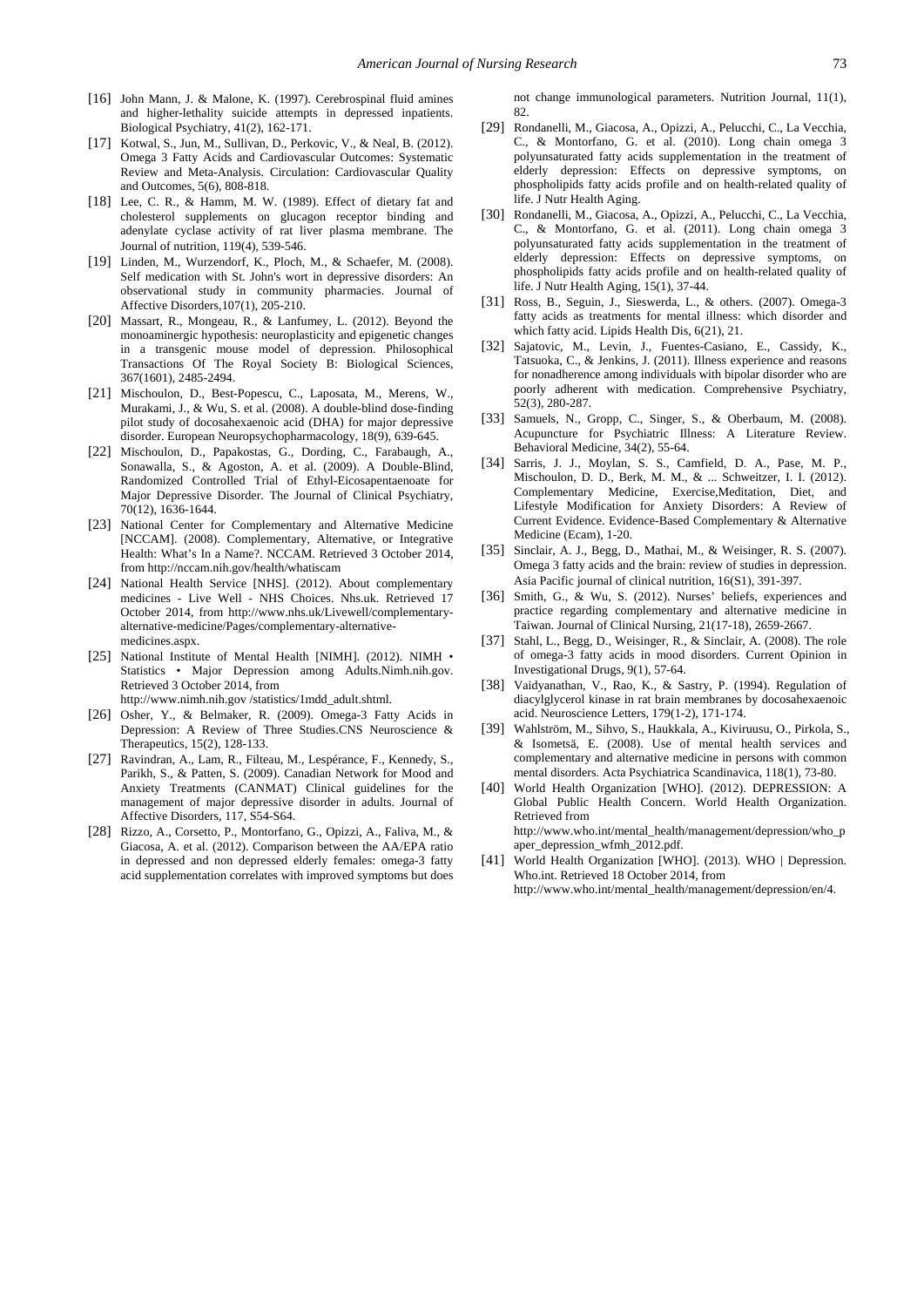[16] John Mann, J. & Malone, K. (1997). Cerebrospinal fluid amines and higher-lethality suicide attempts in depressed inpatients. Biological Psychiatry, 41(2), 162-171.

[17] Kotwal, S., Jun, M., Sullivan, D., Perkovic, V., & Neal, B. (2012). Omega 3 Fatty Acids and Cardiovascular Outcomes: Systematic Review and Meta-Analysis. Circulation: Cardiovascular Quality and Outcomes, 5(6), 808-818.

[18] Lee, C. R., & Hamm, M. W. (1989). Effect of dietary fat and cholesterol supplements on glucagon receptor binding and adenylate cyclase activity of rat liver plasma membrane. The Journal of nutrition, 119(4), 539-546.

[19] Linden, M., Wurzendorf, K., Ploch, M., & Schaefer, M. (2008). Self medication with St. John's wort in depressive disorders: An observational study in community pharmacies. Journal of Affective Disorders,107(1), 205-210.

[20] Massart, R., Mongeau, R., & Lanfumey, L. (2012). Beyond the monoaminergic hypothesis: neuroplasticity and epigenetic changes in a transgenic mouse model of depression. Philosophical Transactions Of The Royal Society B: Biological Sciences, 367(1601), 2485-2494.

[21] Mischoulon, D., Best-Popescu, C., Laposata, M., Merens, W., Murakami, J., & Wu, S. et al. (2008). A double-blind dose-finding pilot study of docosahexaenoic acid (DHA) for major depressive disorder. European Neuropsychopharmacology, 18(9), 639-645.

[22] Mischoulon, D., Papakostas, G., Dording, C., Farabaugh, A., Sonawalla, S., & Agoston, A. et al. (2009). A Double-Blind, Randomized Controlled Trial of Ethyl-Eicosapentaenoate for Major Depressive Disorder. The Journal of Clinical Psychiatry, 70(12), 1636-1644.

[23] National Center for Complementary and Alternative Medicine [NCCAM]. (2008). Complementary, Alternative, or Integrative Health: What's In a Name?. NCCAM. Retrieved 3 October 2014, from http://nccam.nih.gov/health/whatiscam

[24] National Health Service [NHS]. (2012). About complementary medicines - Live Well - NHS Choices. Nhs.uk. Retrieved 17 October 2014, from http://www.nhs.uk/Livewell/complementary-alternative-medicine/Pages/complementary-alternative-medicines.aspx.

[25] National Institute of Mental Health [NIMH]. (2012). NIMH • Statistics • Major Depression among Adults.Nimh.nih.gov. Retrieved 3 October 2014, from http://www.nimh.nih.gov /statistics/1mdd_adult.shtml.

[26] Osher, Y., & Belmaker, R. (2009). Omega-3 Fatty Acids in Depression: A Review of Three Studies.CNS Neuroscience & Therapeutics, 15(2), 128-133.

[27] Ravindran, A., Lam, R., Filteau, M., Lespérance, F., Kennedy, S., Parikh, S., & Patten, S. (2009). Canadian Network for Mood and Anxiety Treatments (CANMAT) Clinical guidelines for the management of major depressive disorder in adults. Journal of Affective Disorders, 117, S54-S64.

[28] Rizzo, A., Corsetto, P., Montorfano, G., Opizzi, A., Faliva, M., & Giacosa, A. et al. (2012). Comparison between the AA/EPA ratio in depressed and non depressed elderly females: omega-3 fatty acid supplementation correlates with improved symptoms but does not change immunological parameters. Nutrition Journal, 11(1), 82.

[29] Rondanelli, M., Giacosa, A., Opizzi, A., Pelucchi, C., La Vecchia, C., & Montorfano, G. et al. (2010). Long chain omega 3 polyunsaturated fatty acids supplementation in the treatment of elderly depression: Effects on depressive symptoms, on phospholipids fatty acids profile and on health-related quality of life. J Nutr Health Aging.

[30] Rondanelli, M., Giacosa, A., Opizzi, A., Pelucchi, C., La Vecchia, C., & Montorfano, G. et al. (2011). Long chain omega 3 polyunsaturated fatty acids supplementation in the treatment of elderly depression: Effects on depressive symptoms, on phospholipids fatty acids profile and on health-related quality of life. J Nutr Health Aging, 15(1), 37-44.

[31] Ross, B., Seguin, J., Sieswerda, L., & others. (2007). Omega-3 fatty acids as treatments for mental illness: which disorder and which fatty acid. Lipids Health Dis, 6(21), 21.

[32] Sajatovic, M., Levin, J., Fuentes-Casiano, E., Cassidy, K., Tatsuoka, C., & Jenkins, J. (2011). Illness experience and reasons for nonadherence among individuals with bipolar disorder who are poorly adherent with medication. Comprehensive Psychiatry, 52(3), 280-287.

[33] Samuels, N., Gropp, C., Singer, S., & Oberbaum, M. (2008). Acupuncture for Psychiatric Illness: A Literature Review. Behavioral Medicine, 34(2), 55-64.

[34] Sarris, J. J., Moylan, S. S., Camfield, D. A., Pase, M. P., Mischoulon, D. D., Berk, M. M., & ... Schweitzer, I. I. (2012). Complementary Medicine, Exercise,Meditation, Diet, and Lifestyle Modification for Anxiety Disorders: A Review of Current Evidence. Evidence-Based Complementary & Alternative Medicine (Ecam), 1-20.

[35] Sinclair, A. J., Begg, D., Mathai, M., & Weisinger, R. S. (2007). Omega 3 fatty acids and the brain: review of studies in depression. Asia Pacific journal of clinical nutrition, 16(S1), 391-397.

[36] Smith, G., & Wu, S. (2012). Nurses' beliefs, experiences and practice regarding complementary and alternative medicine in Taiwan. Journal of Clinical Nursing, 21(17-18), 2659-2667.

[37] Stahl, L., Begg, D., Weisinger, R., & Sinclair, A. (2008). The role of omega-3 fatty acids in mood disorders. Current Opinion in Investigational Drugs, 9(1), 57-64.

[38] Vaidyanathan, V., Rao, K., & Sastry, P. (1994). Regulation of diacylglycerol kinase in rat brain membranes by docosahexaenoic acid. Neuroscience Letters, 179(1-2), 171-174.

[39] Wahlström, M., Sihvo, S., Haukkala, A., Kiviruusu, O., Pirkola, S., & Isometsä, E. (2008). Use of mental health services and complementary and alternative medicine in persons with common mental disorders. Acta Psychiatrica Scandinavica, 118(1), 73-80.

[40] World Health Organization [WHO]. (2012). DEPRESSION: A Global Public Health Concern. World Health Organization. Retrieved from http://www.who.int/mental_health/management/depression/who_paper_depression_wfmh_2012.pdf.

[41] World Health Organization [WHO]. (2013). WHO | Depression. Who.int. Retrieved 18 October 2014, from http://www.who.int/mental_health/management/depression/en/4.